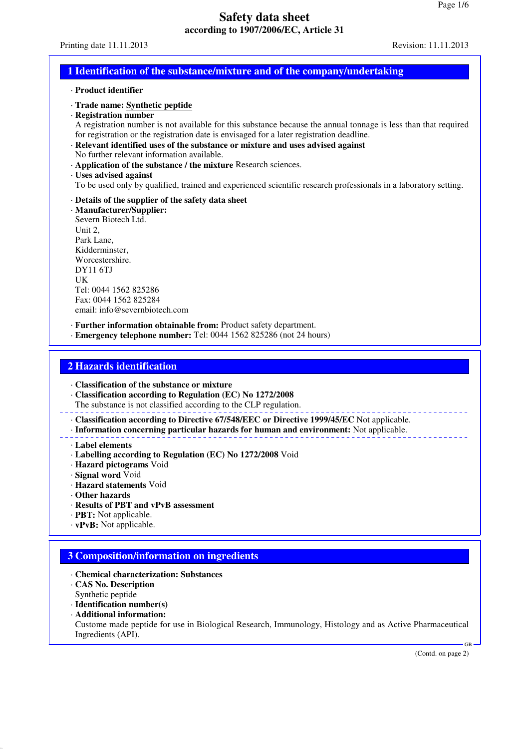# Safety data sheet

**according to 1907/2006/EC, Article 31**

Printing date 11.11.2013 Revision: 11.11.2013

## 1 Identification of the substance/mixture and of the company/undertaking

· **Product identifier**

· **Trade name: Synthetic peptide**

· **Registration number**
A registration number is not available for this substance because the annual tonnage is less than that required for registration or the registration date is envisaged for a later registration deadline.

· **Relevant identified uses of the substance or mixture and uses advised against**
No further relevant information available.

· **Application of the substance / the mixture** Research sciences.

· **Uses advised against**
To be used only by qualified, trained and experienced scientific research professionals in a laboratory setting.

· **Details of the supplier of the safety data sheet**

· **Manufacturer/Supplier:**
Severn Biotech Ltd.
Unit 2,
Park Lane,
Kidderminster,
Worcestershire.
DY11 6TJ
UK
Tel: 0044 1562 825286
Fax: 0044 1562 825284
email: info@severnbiotech.com

· **Further information obtainable from:** Product safety department.

· **Emergency telephone number:** Tel: 0044 1562 825286 (not 24 hours)

## 2 Hazards identification

· **Classification of the substance or mixture**

· **Classification according to Regulation (EC) No 1272/2008**
The substance is not classified according to the CLP regulation.

· **Classification according to Directive 67/548/EEC or Directive 1999/45/EC** Not applicable.

· **Information concerning particular hazards for human and environment:** Not applicable.

· **Label elements**

· **Labelling according to Regulation (EC) No 1272/2008** Void

· **Hazard pictograms** Void

· **Signal word** Void

· **Hazard statements** Void

· **Other hazards**

· **Results of PBT and vPvB assessment**

· **PBT:** Not applicable.

· **vPvB:** Not applicable.

## 3 Composition/information on ingredients

· **Chemical characterization: Substances**

· **CAS No. Description**
Synthetic peptide

· **Identification number(s)**

· **Additional information:**
Custome made peptide for use in Biological Research, Immunology, Histology and as Active Pharmaceutical Ingredients (API).

(Contd. on page 2)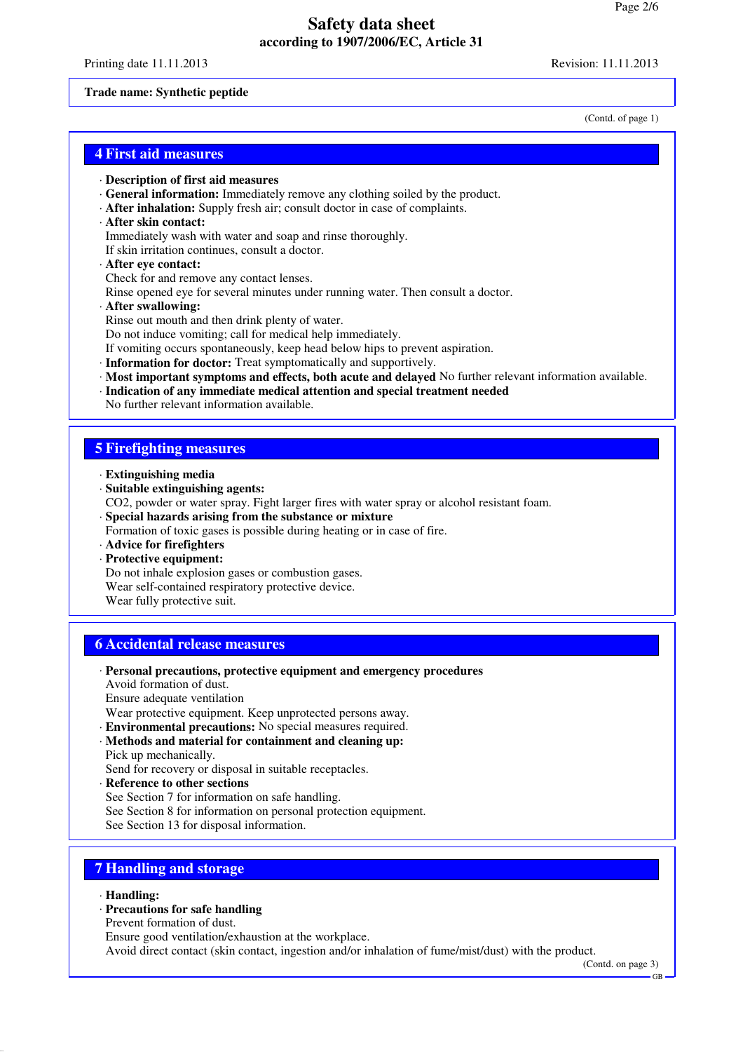**Trade name: Synthetic peptide**

(Contd. of page 1)

## 4 First aid measures

· **Description of first aid measures**
· **General information:** Immediately remove any clothing soiled by the product.
· **After inhalation:** Supply fresh air; consult doctor in case of complaints.
· **After skin contact:**
Immediately wash with water and soap and rinse thoroughly.
If skin irritation continues, consult a doctor.
· **After eye contact:**
Check for and remove any contact lenses.
Rinse opened eye for several minutes under running water. Then consult a doctor.
· **After swallowing:**
Rinse out mouth and then drink plenty of water.
Do not induce vomiting; call for medical help immediately.
If vomiting occurs spontaneously, keep head below hips to prevent aspiration.
· **Information for doctor:** Treat symptomatically and supportively.
· **Most important symptoms and effects, both acute and delayed** No further relevant information available.
· **Indication of any immediate medical attention and special treatment needed**
No further relevant information available.

## 5 Firefighting measures

· **Extinguishing media**
· **Suitable extinguishing agents:**
$CO_2$, powder or water spray. Fight larger fires with water spray or alcohol resistant foam.
· **Special hazards arising from the substance or mixture**
Formation of toxic gases is possible during heating or in case of fire.
· **Advice for firefighters**
· **Protective equipment:**
Do not inhale explosion gases or combustion gases.
Wear self-contained respiratory protective device.
Wear fully protective suit.

## 6 Accidental release measures

· **Personal precautions, protective equipment and emergency procedures**
Avoid formation of dust.
Ensure adequate ventilation
Wear protective equipment. Keep unprotected persons away.
· **Environmental precautions:** No special measures required.
· **Methods and material for containment and cleaning up:**
Pick up mechanically.
Send for recovery or disposal in suitable receptacles.
· **Reference to other sections**
See Section 7 for information on safe handling.
See Section 8 for information on personal protection equipment.
See Section 13 for disposal information.

## 7 Handling and storage

· **Handling:**
· **Precautions for safe handling**
Prevent formation of dust.
Ensure good ventilation/exhaustion at the workplace.
Avoid direct contact (skin contact, ingestion and/or inhalation of fume/mist/dust) with the product.

(Contd. on page 3)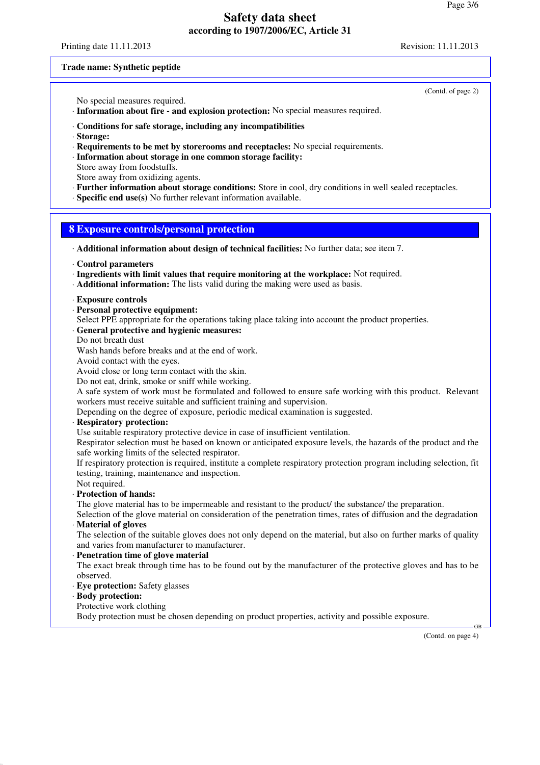Trade name: Synthetic peptide

(Contd. of page 2)

No special measures required.
· **Information about fire - and explosion protection:** No special measures required.

· **Conditions for safe storage, including any incompatibilities**
· **Storage:**
· **Requirements to be met by storerooms and receptacles:** No special requirements.
· **Information about storage in one common storage facility:**
Store away from foodstuffs.
Store away from oxidizing agents.
· **Further information about storage conditions:** Store in cool, dry conditions in well sealed receptacles.
· **Specific end use(s)** No further relevant information available.

## 8 Exposure controls/personal protection

· **Additional information about design of technical facilities:** No further data; see item 7.

· **Control parameters**
· **Ingredients with limit values that require monitoring at the workplace:** Not required.
· **Additional information:** The lists valid during the making were used as basis.

· **Exposure controls**
· **Personal protective equipment:**
Select PPE appropriate for the operations taking place taking into account the product properties.
· **General protective and hygienic measures:**
Do not breath dust
Wash hands before breaks and at the end of work.
Avoid contact with the eyes.
Avoid close or long term contact with the skin.
Do not eat, drink, smoke or sniff while working.
A safe system of work must be formulated and followed to ensure safe working with this product. Relevant workers must receive suitable and sufficient training and supervision.
Depending on the degree of exposure, periodic medical examination is suggested.
· **Respiratory protection:**
Use suitable respiratory protective device in case of insufficient ventilation.
Respirator selection must be based on known or anticipated exposure levels, the hazards of the product and the safe working limits of the selected respirator.
If respiratory protection is required, institute a complete respiratory protection program including selection, fit testing, training, maintenance and inspection.
Not required.
· **Protection of hands:**
The glove material has to be impermeable and resistant to the product/ the substance/ the preparation.
Selection of the glove material on consideration of the penetration times, rates of diffusion and the degradation
· **Material of gloves**
The selection of the suitable gloves does not only depend on the material, but also on further marks of quality and varies from manufacturer to manufacturer.
· **Penetration time of glove material**
The exact break through time has to be found out by the manufacturer of the protective gloves and has to be observed.
· **Eye protection:** Safety glasses
· **Body protection:**
Protective work clothing
Body protection must be chosen depending on product properties, activity and possible exposure.

(Contd. on page 4)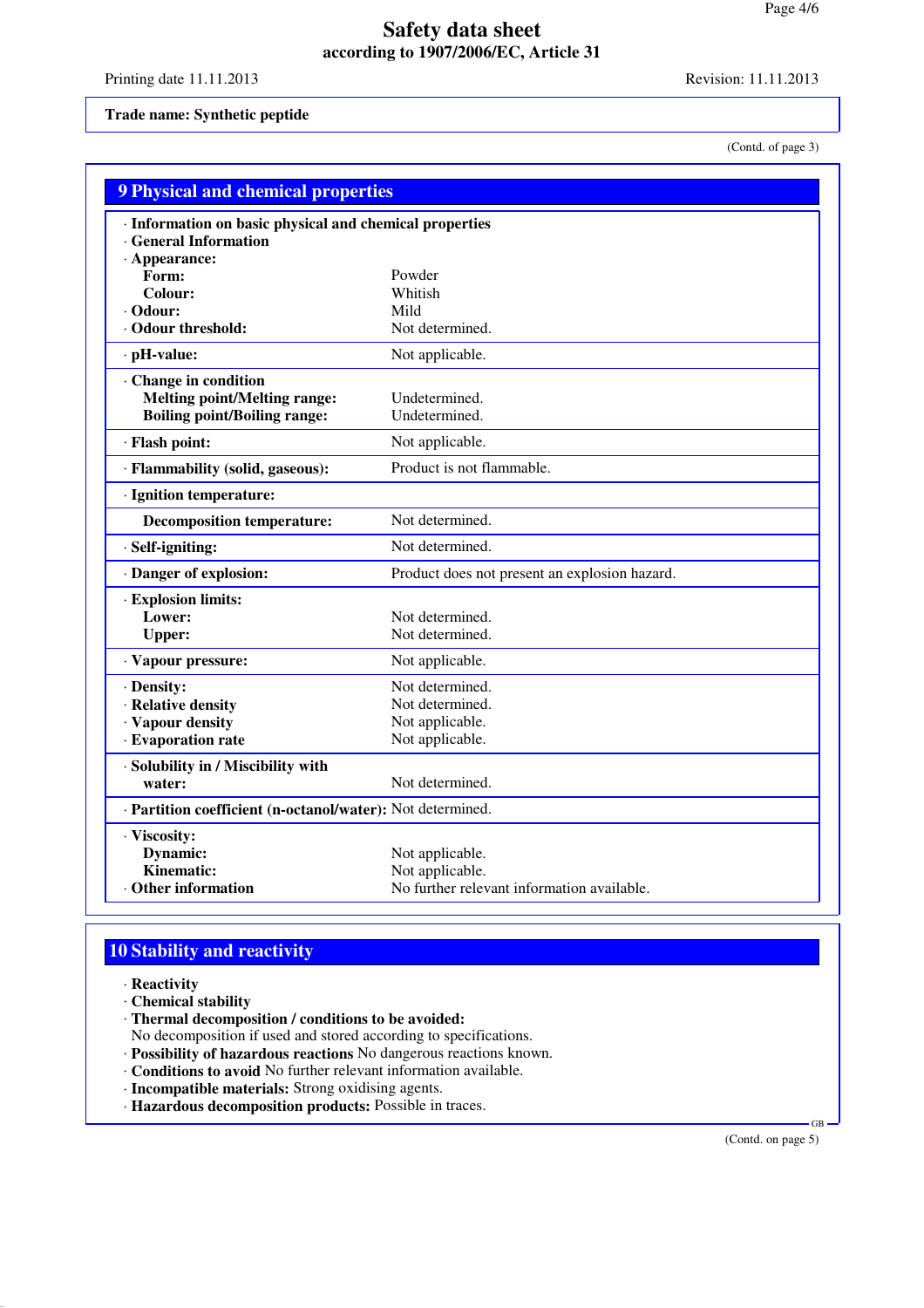**Trade name: Synthetic peptide**

(Contd. of page 3)

## 9 Physical and chemical properties

· **Information on basic physical and chemical properties**
· **General Information**
· **Appearance:**

| | |
|---|---|
| **Form:** | Powder |
| **Colour:** | Whitish |
| · **Odour:** | Mild |
| · **Odour threshold:** | Not determined. |
| · **pH-value:** | Not applicable. |
| · **Change in condition** | |
| **Melting point/Melting range:** | Undetermined. |
| **Boiling point/Boiling range:** | Undetermined. |
| · **Flash point:** | Not applicable. |
| · **Flammability (solid, gaseous):** | Product is not flammable. |
| · **Ignition temperature:** | |
| **Decomposition temperature:** | Not determined. |
| · **Self-igniting:** | Not determined. |
| · **Danger of explosion:** | Product does not present an explosion hazard. |
| · **Explosion limits:** | |
| **Lower:** | Not determined. |
| **Upper:** | Not determined. |
| · **Vapour pressure:** | Not applicable. |
| · **Density:** | Not determined. |
| · **Relative density** | Not determined. |
| · **Vapour density** | Not applicable. |
| · **Evaporation rate** | Not applicable. |
| · **Solubility in / Miscibility with water:** | Not determined. |
| · **Partition coefficient (n-octanol/water):** | Not determined. |
| · **Viscosity:** | |
| **Dynamic:** | Not applicable. |
| **Kinematic:** | Not applicable. |
| · **Other information** | No further relevant information available. |

## 10 Stability and reactivity

· **Reactivity**
· **Chemical stability**
· **Thermal decomposition / conditions to be avoided:**
No decomposition if used and stored according to specifications.
· **Possibility of hazardous reactions** No dangerous reactions known.
· **Conditions to avoid** No further relevant information available.
· **Incompatible materials:** Strong oxidising agents.
· **Hazardous decomposition products:** Possible in traces.

(Contd. on page 5)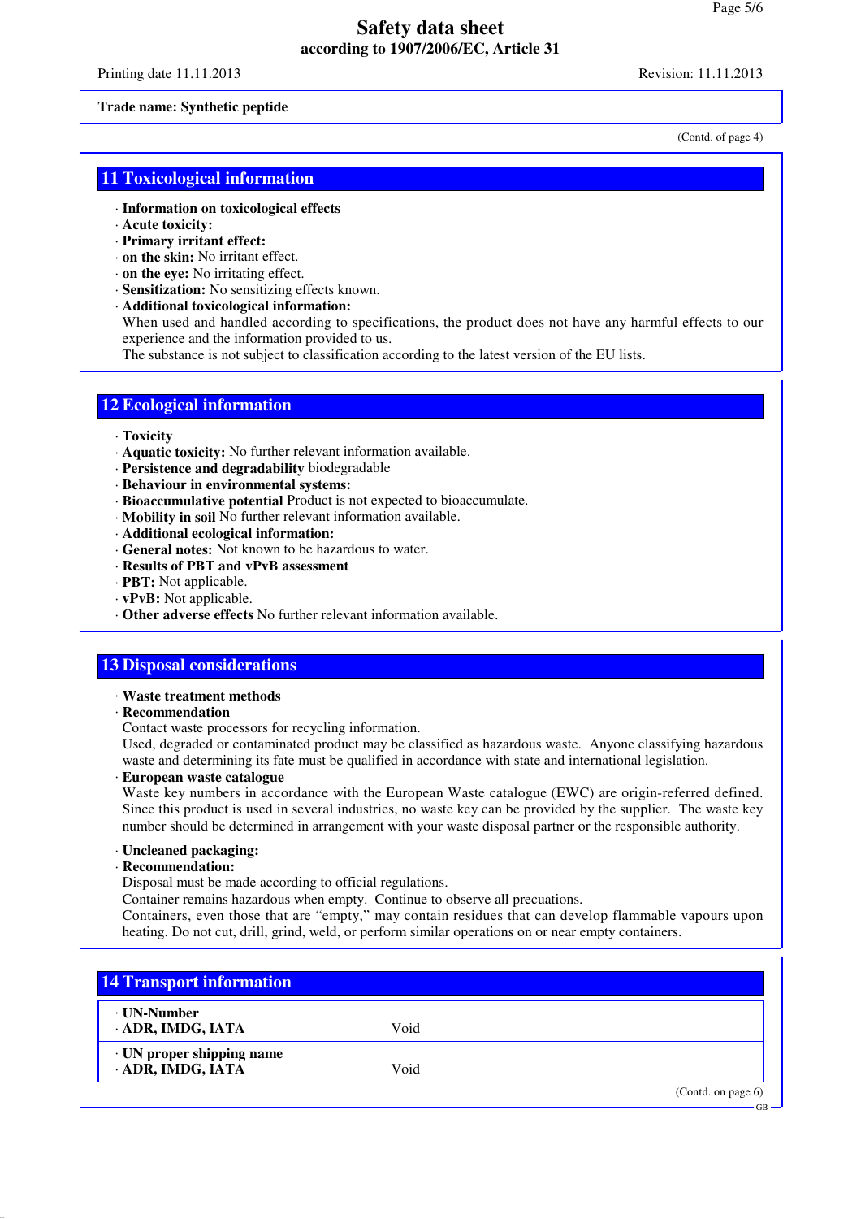**Trade name: Synthetic peptide**

(Contd. of page 4)

## 11 Toxicological information

· **Information on toxicological effects**
· **Acute toxicity:**
· **Primary irritant effect:**
· **on the skin:** No irritant effect.
· **on the eye:** No irritating effect.
· **Sensitization:** No sensitizing effects known.
· **Additional toxicological information:**
When used and handled according to specifications, the product does not have any harmful effects to our experience and the information provided to us.
The substance is not subject to classification according to the latest version of the EU lists.

## 12 Ecological information

· **Toxicity**
· **Aquatic toxicity:** No further relevant information available.
· **Persistence and degradability** biodegradable
· **Behaviour in environmental systems:**
· **Bioaccumulative potential** Product is not expected to bioaccumulate.
· **Mobility in soil** No further relevant information available.
· **Additional ecological information:**
· **General notes:** Not known to be hazardous to water.
· **Results of PBT and vPvB assessment**
· **PBT:** Not applicable.
· **vPvB:** Not applicable.
· **Other adverse effects** No further relevant information available.

## 13 Disposal considerations

· **Waste treatment methods**
· **Recommendation**
Contact waste processors for recycling information.
Used, degraded or contaminated product may be classified as hazardous waste. Anyone classifying hazardous waste and determining its fate must be qualified in accordance with state and international legislation.
· **European waste catalogue**
Waste key numbers in accordance with the European Waste catalogue (EWC) are origin-referred defined. Since this product is used in several industries, no waste key can be provided by the supplier. The waste key number should be determined in arrangement with your waste disposal partner or the responsible authority.

· **Uncleaned packaging:**
· **Recommendation:**
Disposal must be made according to official regulations.
Container remains hazardous when empty. Continue to observe all precautions.
Containers, even those that are "empty," may contain residues that can develop flammable vapours upon heating. Do not cut, drill, grind, weld, or perform similar operations on or near empty containers.

## 14 Transport information

| | |
|---|---|
| · **UN-Number** | |
| · **ADR, IMDG, IATA** | Void |
| · **UN proper shipping name** | |
| · **ADR, IMDG, IATA** | Void |

(Contd. on page 6)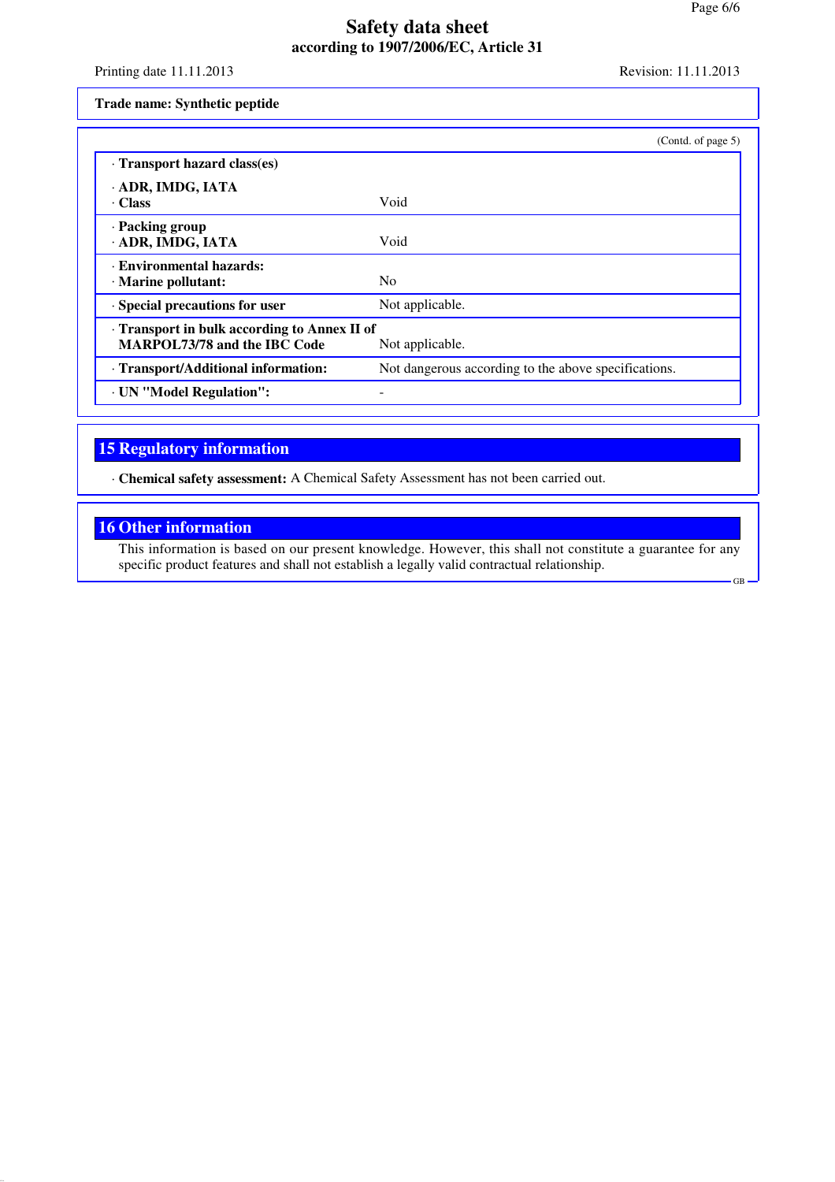Trade name: Synthetic peptide

(Contd. of page 5)

| | |
|---|---|
| · **Transport hazard class(es)** | |
| · **ADR, IMDG, IATA** · **Class** | Void |
| · **Packing group** · **ADR, IMDG, IATA** | Void |
| · **Environmental hazards:** · **Marine pollutant:** | No |
| · **Special precautions for user** | Not applicable. |
| · **Transport in bulk according to Annex II of MARPOL73/78 and the IBC Code** | Not applicable. |
| · **Transport/Additional information:** | Not dangerous according to the above specifications. |
| · **UN "Model Regulation":** | - |

## 15 Regulatory information

· **Chemical safety assessment:** A Chemical Safety Assessment has not been carried out.

## 16 Other information

This information is based on our present knowledge. However, this shall not constitute a guarantee for any specific product features and shall not establish a legally valid contractual relationship.